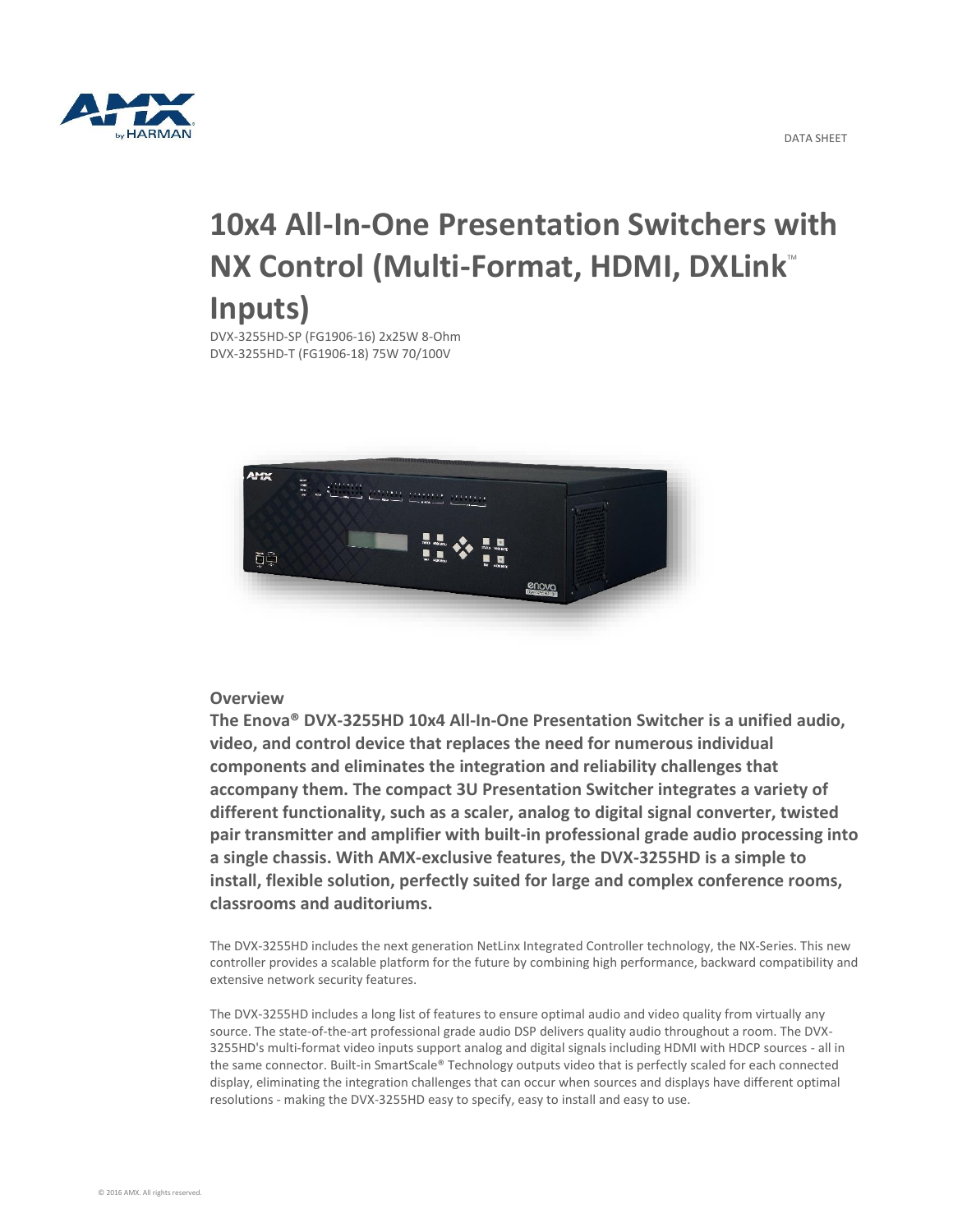DATA SHEET

# 10x4 All-In-One Presentation Switchers with NX Control (Multi-Format, HDMI, DXLink™ Inputs)

DVX-3255HD-SP (FG1906-16) 2x25W 8-Ohm
DVX-3255HD-T (FG1906-18) 75W 70/100V

## Overview

**The Enova® DVX-3255HD 10x4 All-In-One Presentation Switcher is a unified audio, video, and control device that replaces the need for numerous individual components and eliminates the integration and reliability challenges that accompany them. The compact 3U Presentation Switcher integrates a variety of different functionality, such as a scaler, analog to digital signal converter, twisted pair transmitter and amplifier with built-in professional grade audio processing into a single chassis. With AMX-exclusive features, the DVX-3255HD is a simple to install, flexible solution, perfectly suited for large and complex conference rooms, classrooms and auditoriums.**

The DVX-3255HD includes the next generation NetLinx Integrated Controller technology, the NX-Series. This new controller provides a scalable platform for the future by combining high performance, backward compatibility and extensive network security features.

The DVX-3255HD includes a long list of features to ensure optimal audio and video quality from virtually any source. The state-of-the-art professional grade audio DSP delivers quality audio throughout a room. The DVX-3255HD's multi-format video inputs support analog and digital signals including HDMI with HDCP sources - all in the same connector. Built-in SmartScale® Technology outputs video that is perfectly scaled for each connected display, eliminating the integration challenges that can occur when sources and displays have different optimal resolutions - making the DVX-3255HD easy to specify, easy to install and easy to use.

© 2016 AMX. All rights reserved.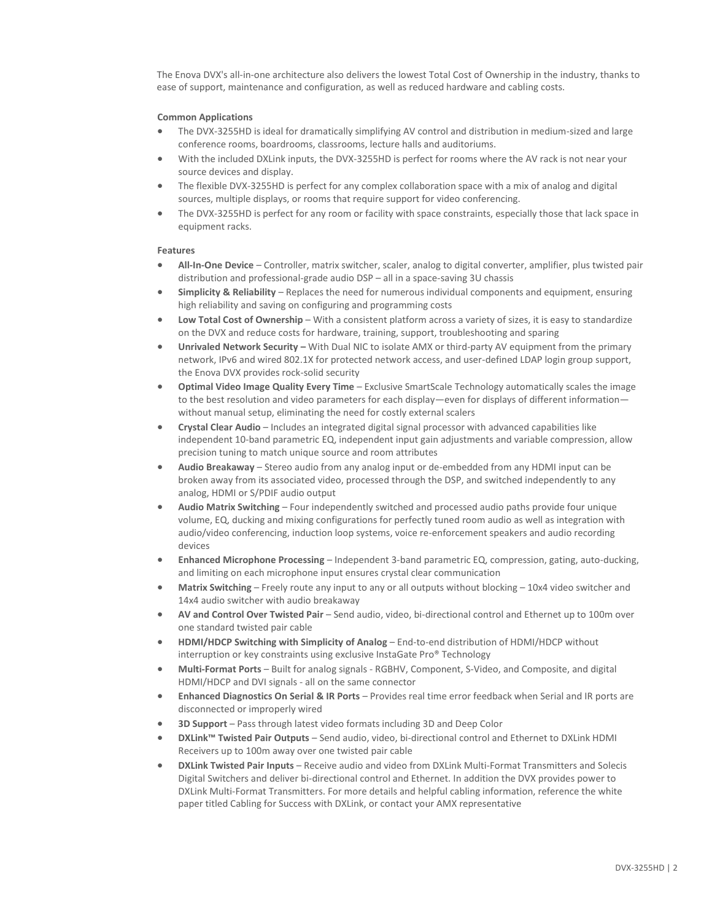The Enova DVX's all-in-one architecture also delivers the lowest Total Cost of Ownership in the industry, thanks to ease of support, maintenance and configuration, as well as reduced hardware and cabling costs.

**Common Applications**

- The DVX-3255HD is ideal for dramatically simplifying AV control and distribution in medium-sized and large conference rooms, boardrooms, classrooms, lecture halls and auditoriums.
- With the included DXLink inputs, the DVX-3255HD is perfect for rooms where the AV rack is not near your source devices and display.
- The flexible DVX-3255HD is perfect for any complex collaboration space with a mix of analog and digital sources, multiple displays, or rooms that require support for video conferencing.
- The DVX-3255HD is perfect for any room or facility with space constraints, especially those that lack space in equipment racks.

**Features**

- **All-In-One Device** – Controller, matrix switcher, scaler, analog to digital converter, amplifier, plus twisted pair distribution and professional-grade audio DSP – all in a space-saving 3U chassis
- **Simplicity & Reliability** – Replaces the need for numerous individual components and equipment, ensuring high reliability and saving on configuring and programming costs
- **Low Total Cost of Ownership** – With a consistent platform across a variety of sizes, it is easy to standardize on the DVX and reduce costs for hardware, training, support, troubleshooting and sparing
- **Unrivaled Network Security –** With Dual NIC to isolate AMX or third-party AV equipment from the primary network, IPv6 and wired 802.1X for protected network access, and user-defined LDAP login group support, the Enova DVX provides rock-solid security
- **Optimal Video Image Quality Every Time** – Exclusive SmartScale Technology automatically scales the image to the best resolution and video parameters for each display—even for displays of different information—without manual setup, eliminating the need for costly external scalers
- **Crystal Clear Audio** – Includes an integrated digital signal processor with advanced capabilities like independent 10-band parametric EQ, independent input gain adjustments and variable compression, allow precision tuning to match unique source and room attributes
- **Audio Breakaway** – Stereo audio from any analog input or de-embedded from any HDMI input can be broken away from its associated video, processed through the DSP, and switched independently to any analog, HDMI or S/PDIF audio output
- **Audio Matrix Switching** – Four independently switched and processed audio paths provide four unique volume, EQ, ducking and mixing configurations for perfectly tuned room audio as well as integration with audio/video conferencing, induction loop systems, voice re-enforcement speakers and audio recording devices
- **Enhanced Microphone Processing** – Independent 3-band parametric EQ, compression, gating, auto-ducking, and limiting on each microphone input ensures crystal clear communication
- **Matrix Switching** – Freely route any input to any or all outputs without blocking – 10x4 video switcher and 14x4 audio switcher with audio breakaway
- **AV and Control Over Twisted Pair** – Send audio, video, bi-directional control and Ethernet up to 100m over one standard twisted pair cable
- **HDMI/HDCP Switching with Simplicity of Analog** – End-to-end distribution of HDMI/HDCP without interruption or key constraints using exclusive InstaGate Pro® Technology
- **Multi-Format Ports** – Built for analog signals - RGBHV, Component, S-Video, and Composite, and digital HDMI/HDCP and DVI signals - all on the same connector
- **Enhanced Diagnostics On Serial & IR Ports** – Provides real time error feedback when Serial and IR ports are disconnected or improperly wired
- **3D Support** – Pass through latest video formats including 3D and Deep Color
- **DXLink™ Twisted Pair Outputs** – Send audio, video, bi-directional control and Ethernet to DXLink HDMI Receivers up to 100m away over one twisted pair cable
- **DXLink Twisted Pair Inputs** – Receive audio and video from DXLink Multi-Format Transmitters and Solecis Digital Switchers and deliver bi-directional control and Ethernet. In addition the DVX provides power to DXLink Multi-Format Transmitters. For more details and helpful cabling information, reference the white paper titled Cabling for Success with DXLink, or contact your AMX representative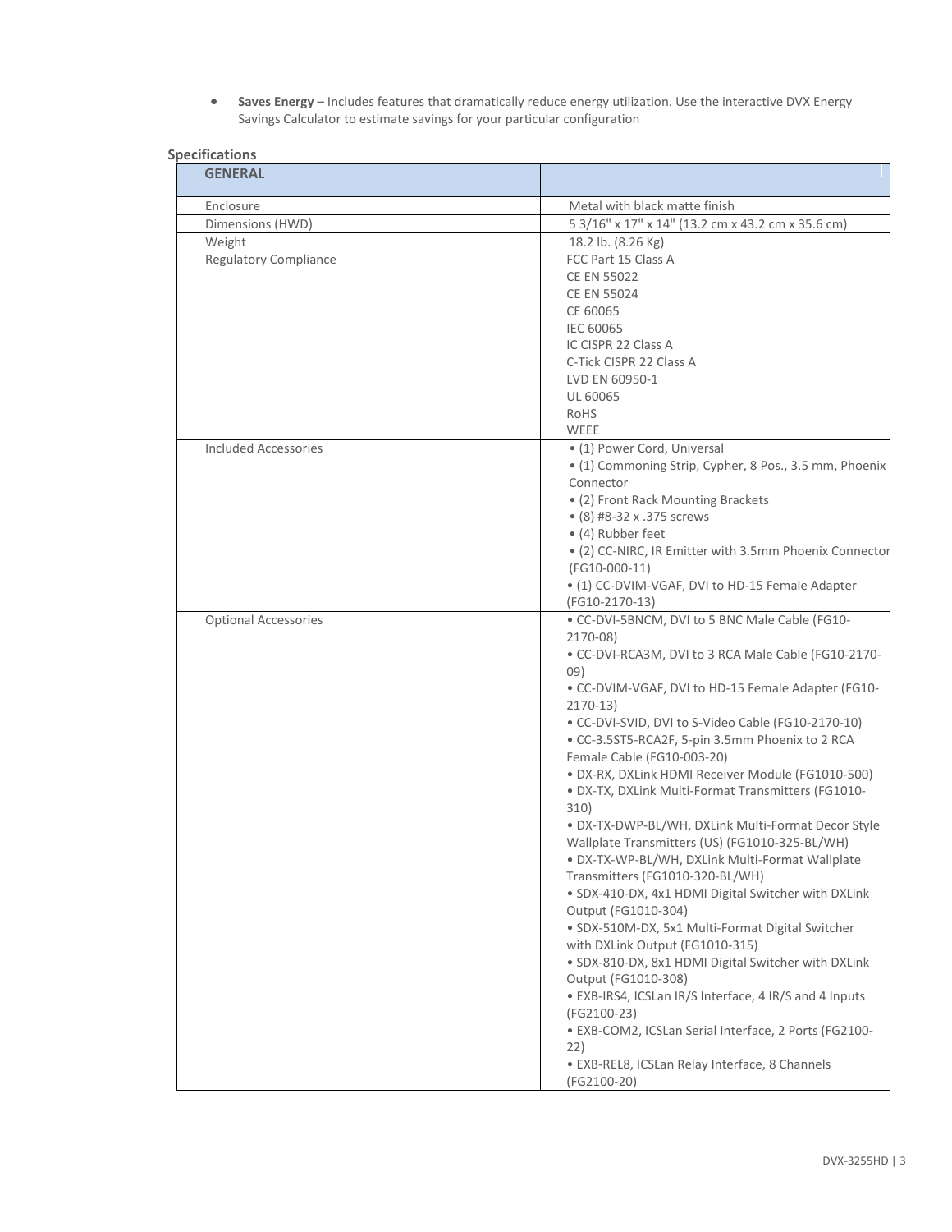- **Saves Energy** – Includes features that dramatically reduce energy utilization. Use the interactive DVX Energy Savings Calculator to estimate savings for your particular configuration

**Specifications**

| GENERAL | |
|---|---|
| Enclosure | Metal with black matte finish |
| Dimensions (HWD) | 5 3/16" x 17" x 14" (13.2 cm x 43.2 cm x 35.6 cm) |
| Weight | 18.2 lb. (8.26 Kg) |
| Regulatory Compliance | FCC Part 15 Class A<br>CE EN 55022<br>CE EN 55024<br>CE 60065<br>IEC 60065<br>IC CISPR 22 Class A<br>C-Tick CISPR 22 Class A<br>LVD EN 60950-1<br>UL 60065<br>RoHS<br>WEEE |
| Included Accessories | • (1) Power Cord, Universal<br>• (1) Commoning Strip, Cypher, 8 Pos., 3.5 mm, Phoenix Connector<br>• (2) Front Rack Mounting Brackets<br>• (8) #8-32 x .375 screws<br>• (4) Rubber feet<br>• (2) CC-NIRC, IR Emitter with 3.5mm Phoenix Connector (FG10-000-11)<br>• (1) CC-DVIM-VGAF, DVI to HD-15 Female Adapter (FG10-2170-13) |
| Optional Accessories | • CC-DVI-5BNCM, DVI to 5 BNC Male Cable (FG10-2170-08)<br>• CC-DVI-RCA3M, DVI to 3 RCA Male Cable (FG10-2170-09)<br>• CC-DVIM-VGAF, DVI to HD-15 Female Adapter (FG10-2170-13)<br>• CC-DVI-SVID, DVI to S-Video Cable (FG10-2170-10)<br>• CC-3.5ST5-RCA2F, 5-pin 3.5mm Phoenix to 2 RCA Female Cable (FG10-003-20)<br>• DX-RX, DXLink HDMI Receiver Module (FG1010-500)<br>• DX-TX, DXLink Multi-Format Transmitters (FG1010-310)<br>• DX-TX-DWP-BL/WH, DXLink Multi-Format Decor Style Wallplate Transmitters (US) (FG1010-325-BL/WH)<br>• DX-TX-WP-BL/WH, DXLink Multi-Format Wallplate Transmitters (FG1010-320-BL/WH)<br>• SDX-410-DX, 4x1 HDMI Digital Switcher with DXLink Output (FG1010-304)<br>• SDX-510M-DX, 5x1 Multi-Format Digital Switcher with DXLink Output (FG1010-315)<br>• SDX-810-DX, 8x1 HDMI Digital Switcher with DXLink Output (FG1010-308)<br>• EXB-IRS4, ICSLan IR/S Interface, 4 IR/S and 4 Inputs (FG2100-23)<br>• EXB-COM2, ICSLan Serial Interface, 2 Ports (FG2100-22)<br>• EXB-REL8, ICSLan Relay Interface, 8 Channels (FG2100-20) |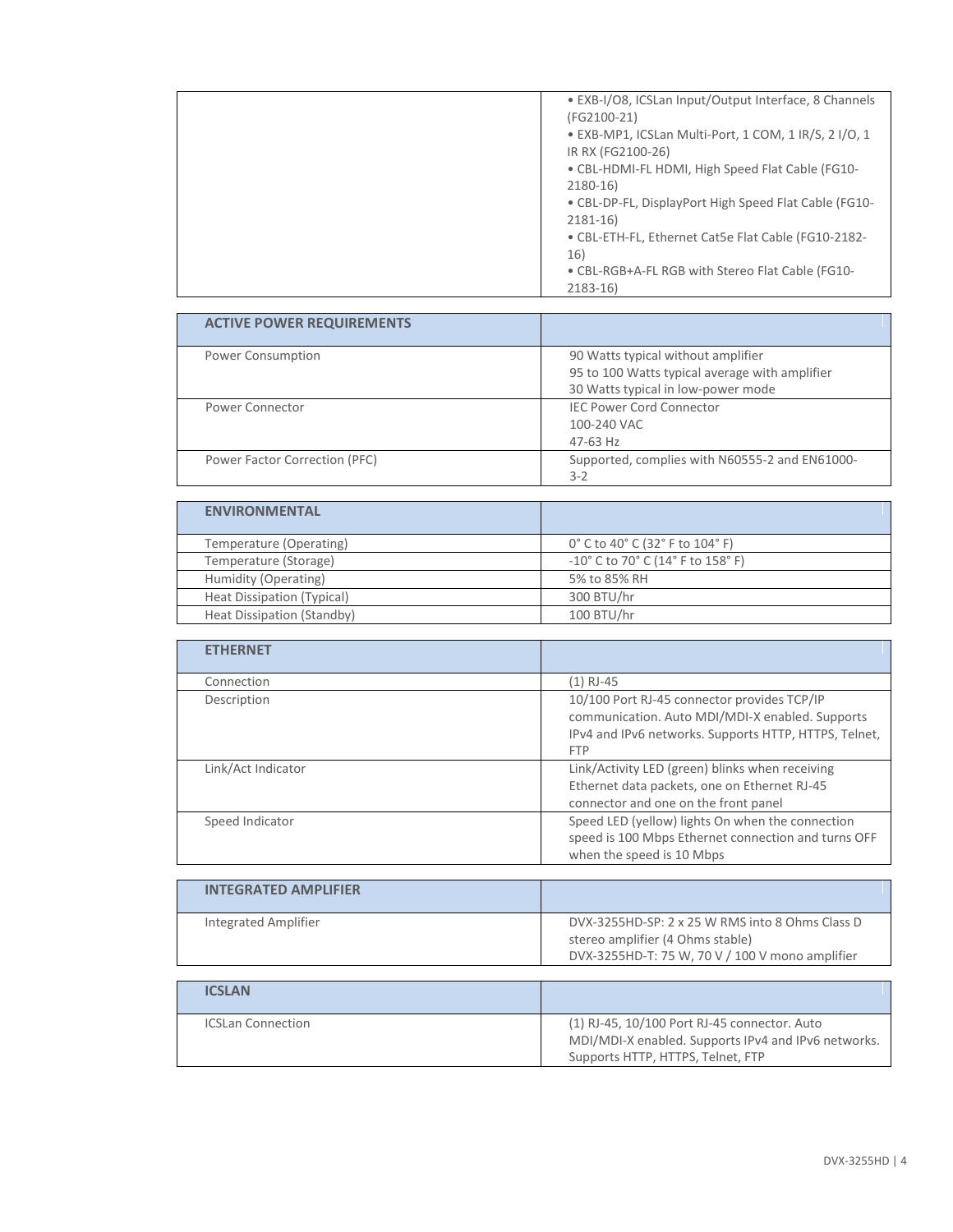| | |
|---|---|
| | • EXB-I/O8, ICSLan Input/Output Interface, 8 Channels (FG2100-21)<br>• EXB-MP1, ICSLan Multi-Port, 1 COM, 1 IR/S, 2 I/O, 1 IR RX (FG2100-26)<br>• CBL-HDMI-FL HDMI, High Speed Flat Cable (FG10-2180-16)<br>• CBL-DP-FL, DisplayPort High Speed Flat Cable (FG10-2181-16)<br>• CBL-ETH-FL, Ethernet Cat5e Flat Cable (FG10-2182-16)<br>• CBL-RGB+A-FL RGB with Stereo Flat Cable (FG10-2183-16) |

| ACTIVE POWER REQUIREMENTS | |
|---|---|
| Power Consumption | 90 Watts typical without amplifier<br>95 to 100 Watts typical average with amplifier<br>30 Watts typical in low-power mode |
| Power Connector | IEC Power Cord Connector<br>100-240 VAC<br>47-63 Hz |
| Power Factor Correction (PFC) | Supported, complies with N60555-2 and EN61000-3-2 |

| ENVIRONMENTAL | |
|---|---|
| Temperature (Operating) | 0° C to 40° C (32° F to 104° F) |
| Temperature (Storage) | -10° C to 70° C (14° F to 158° F) |
| Humidity (Operating) | 5% to 85% RH |
| Heat Dissipation (Typical) | 300 BTU/hr |
| Heat Dissipation (Standby) | 100 BTU/hr |

| ETHERNET | |
|---|---|
| Connection | (1) RJ-45 |
| Description | 10/100 Port RJ-45 connector provides TCP/IP communication. Auto MDI/MDI-X enabled. Supports IPv4 and IPv6 networks. Supports HTTP, HTTPS, Telnet, FTP |
| Link/Act Indicator | Link/Activity LED (green) blinks when receiving Ethernet data packets, one on Ethernet RJ-45 connector and one on the front panel |
| Speed Indicator | Speed LED (yellow) lights On when the connection speed is 100 Mbps Ethernet connection and turns OFF when the speed is 10 Mbps |

| INTEGRATED AMPLIFIER | |
|---|---|
| Integrated Amplifier | DVX-3255HD-SP: 2 x 25 W RMS into 8 Ohms Class D stereo amplifier (4 Ohms stable)<br>DVX-3255HD-T: 75 W, 70 V / 100 V mono amplifier |

| ICSLAN | |
|---|---|
| ICSLan Connection | (1) RJ-45, 10/100 Port RJ-45 connector. Auto MDI/MDI-X enabled. Supports IPv4 and IPv6 networks. Supports HTTP, HTTPS, Telnet, FTP |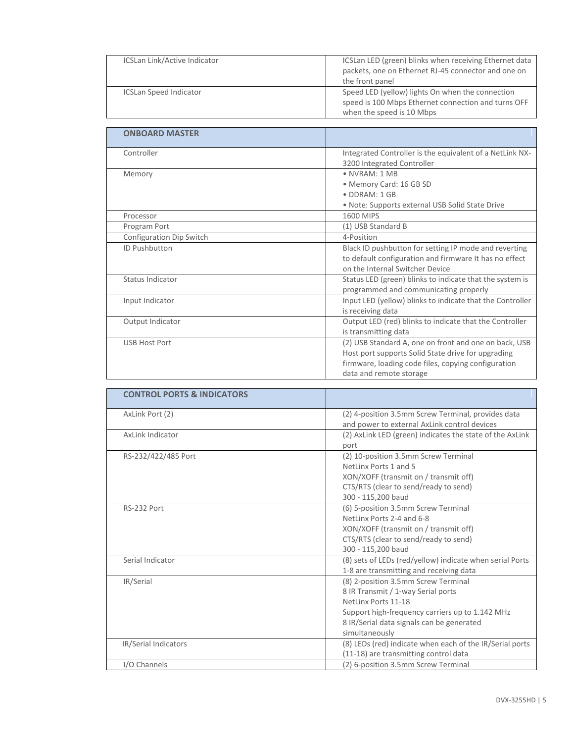| ICSLan Link/Active Indicator | ICSLan LED (green) blinks when receiving Ethernet data packets, one on Ethernet RJ-45 connector and one on the front panel |
|---|---|
| ICSLan Speed Indicator | Speed LED (yellow) lights On when the connection speed is 100 Mbps Ethernet connection and turns OFF when the speed is 10 Mbps |

| **ONBOARD MASTER** | |
|---|---|
| Controller | Integrated Controller is the equivalent of a NetLink NX-3200 Integrated Controller |
| Memory | • NVRAM: 1 MB<br>• Memory Card: 16 GB SD<br>• DDRAM: 1 GB<br>• Note: Supports external USB Solid State Drive |
| Processor | 1600 MIPS |
| Program Port | (1) USB Standard B |
| Configuration Dip Switch | 4-Position |
| ID Pushbutton | Black ID pushbutton for setting IP mode and reverting to default configuration and firmware It has no effect on the Internal Switcher Device |
| Status Indicator | Status LED (green) blinks to indicate that the system is programmed and communicating properly |
| Input Indicator | Input LED (yellow) blinks to indicate that the Controller is receiving data |
| Output Indicator | Output LED (red) blinks to indicate that the Controller is transmitting data |
| USB Host Port | (2) USB Standard A, one on front and one on back, USB Host port supports Solid State drive for upgrading firmware, loading code files, copying configuration data and remote storage |

| **CONTROL PORTS & INDICATORS** | |
|---|---|
| AxLink Port (2) | (2) 4-position 3.5mm Screw Terminal, provides data and power to external AxLink control devices |
| AxLink Indicator | (2) AxLink LED (green) indicates the state of the AxLink port |
| RS-232/422/485 Port | (2) 10-position 3.5mm Screw Terminal<br>NetLinx Ports 1 and 5<br>XON/XOFF (transmit on / transmit off)<br>CTS/RTS (clear to send/ready to send)<br>300 - 115,200 baud |
| RS-232 Port | (6) 5-position 3.5mm Screw Terminal<br>NetLinx Ports 2-4 and 6-8<br>XON/XOFF (transmit on / transmit off)<br>CTS/RTS (clear to send/ready to send)<br>300 - 115,200 baud |
| Serial Indicator | (8) sets of LEDs (red/yellow) indicate when serial Ports 1-8 are transmitting and receiving data |
| IR/Serial | (8) 2-position 3.5mm Screw Terminal<br>8 IR Transmit / 1-way Serial ports<br>NetLinx Ports 11-18<br>Support high-frequency carriers up to 1.142 MHz<br>8 IR/Serial data signals can be generated simultaneously |
| IR/Serial Indicators | (8) LEDs (red) indicate when each of the IR/Serial ports (11-18) are transmitting control data |
| I/O Channels | (2) 6-position 3.5mm Screw Terminal |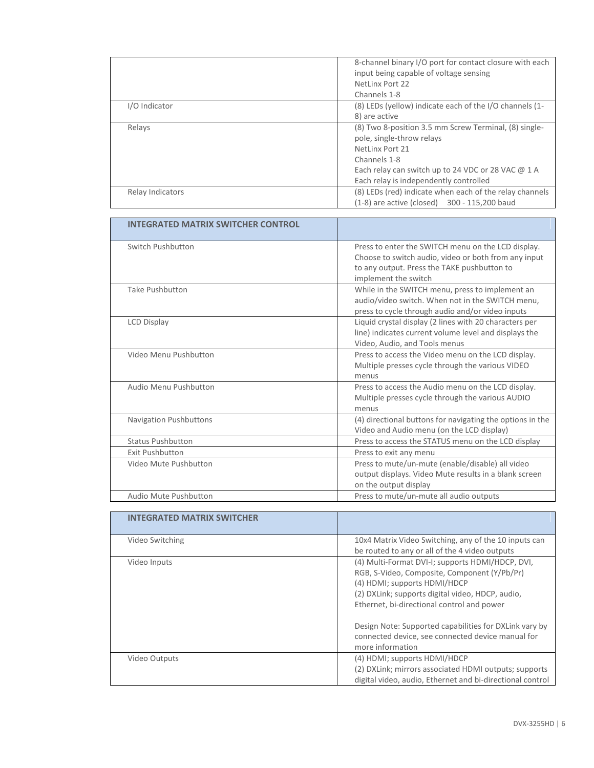|  |  |
| --- | --- |
|  | 8-channel binary I/O port for contact closure with each input being capable of voltage sensing<br>NetLinx Port 22<br>Channels 1-8 |
| I/O Indicator | (8) LEDs (yellow) indicate each of the I/O channels (1-8) are active |
| Relays | (8) Two 8-position 3.5 mm Screw Terminal, (8) single-pole, single-throw relays<br>NetLinx Port 21<br>Channels 1-8<br>Each relay can switch up to 24 VDC or 28 VAC @ 1 A<br>Each relay is independently controlled |
| Relay Indicators | (8) LEDs (red) indicate when each of the relay channels (1-8) are active (closed) 300 - 115,200 baud |

| **INTEGRATED MATRIX SWITCHER CONTROL** |  |
| --- | --- |
| Switch Pushbutton | Press to enter the SWITCH menu on the LCD display. Choose to switch audio, video or both from any input to any output. Press the TAKE pushbutton to implement the switch |
| Take Pushbutton | While in the SWITCH menu, press to implement an audio/video switch. When not in the SWITCH menu, press to cycle through audio and/or video inputs |
| LCD Display | Liquid crystal display (2 lines with 20 characters per line) indicates current volume level and displays the Video, Audio, and Tools menus |
| Video Menu Pushbutton | Press to access the Video menu on the LCD display. Multiple presses cycle through the various VIDEO menus |
| Audio Menu Pushbutton | Press to access the Audio menu on the LCD display. Multiple presses cycle through the various AUDIO menus |
| Navigation Pushbuttons | (4) directional buttons for navigating the options in the Video and Audio menu (on the LCD display) |
| Status Pushbutton | Press to access the STATUS menu on the LCD display |
| Exit Pushbutton | Press to exit any menu |
| Video Mute Pushbutton | Press to mute/un-mute (enable/disable) all video output displays. Video Mute results in a blank screen on the output display |
| Audio Mute Pushbutton | Press to mute/un-mute all audio outputs |

| **INTEGRATED MATRIX SWITCHER** |  |
| --- | --- |
| Video Switching | 10x4 Matrix Video Switching, any of the 10 inputs can be routed to any or all of the 4 video outputs |
| Video Inputs | (4) Multi-Format DVI-I; supports HDMI/HDCP, DVI, RGB, S-Video, Composite, Component (Y/Pb/Pr)<br>(4) HDMI; supports HDMI/HDCP<br>(2) DXLink; supports digital video, HDCP, audio, Ethernet, bi-directional control and power<br><br>Design Note: Supported capabilities for DXLink vary by connected device, see connected device manual for more information |
| Video Outputs | (4) HDMI; supports HDMI/HDCP<br>(2) DXLink; mirrors associated HDMI outputs; supports digital video, audio, Ethernet and bi-directional control |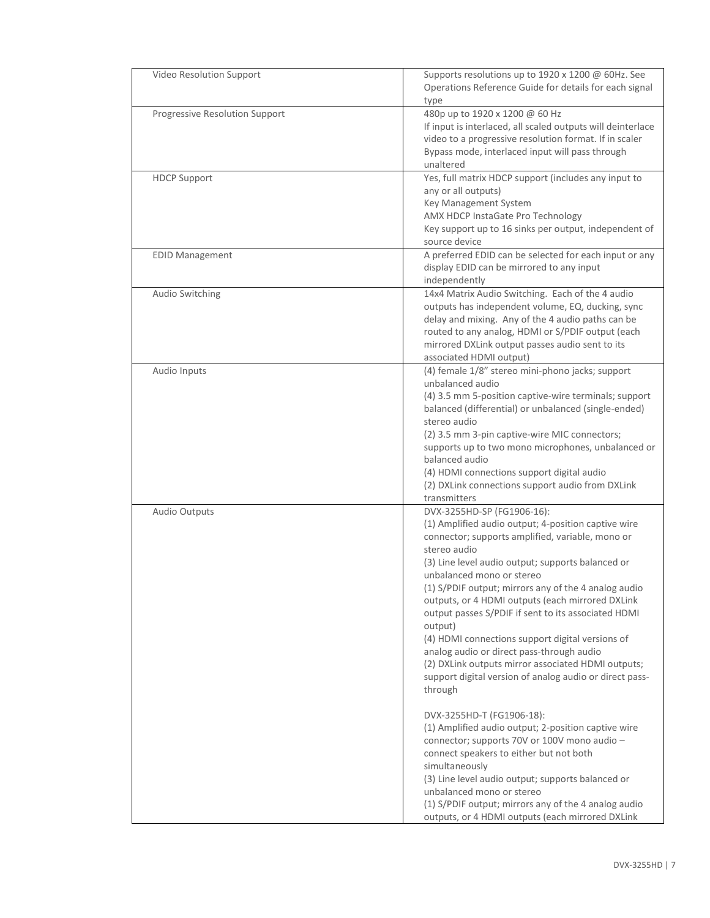| | |
|---|---|
| Video Resolution Support | Supports resolutions up to 1920 x 1200 @ 60Hz. See Operations Reference Guide for details for each signal type |
| Progressive Resolution Support | 480p up to 1920 x 1200 @ 60 Hz<br>If input is interlaced, all scaled outputs will deinterlace video to a progressive resolution format. If in scaler Bypass mode, interlaced input will pass through unaltered |
| HDCP Support | Yes, full matrix HDCP support (includes any input to any or all outputs)<br>Key Management System<br>AMX HDCP InstaGate Pro Technology<br>Key support up to 16 sinks per output, independent of source device |
| EDID Management | A preferred EDID can be selected for each input or any display EDID can be mirrored to any input independently |
| Audio Switching | 14x4 Matrix Audio Switching. Each of the 4 audio outputs has independent volume, EQ, ducking, sync delay and mixing. Any of the 4 audio paths can be routed to any analog, HDMI or S/PDIF output (each mirrored DXLink output passes audio sent to its associated HDMI output) |
| Audio Inputs | (4) female 1/8" stereo mini-phono jacks; support unbalanced audio<br>(4) 3.5 mm 5-position captive-wire terminals; support balanced (differential) or unbalanced (single-ended) stereo audio<br>(2) 3.5 mm 3-pin captive-wire MIC connectors; supports up to two mono microphones, unbalanced or balanced audio<br>(4) HDMI connections support digital audio<br>(2) DXLink connections support audio from DXLink transmitters |
| Audio Outputs | DVX-3255HD-SP (FG1906-16):<br>(1) Amplified audio output; 4-position captive wire connector; supports amplified, variable, mono or stereo audio<br>(3) Line level audio output; supports balanced or unbalanced mono or stereo<br>(1) S/PDIF output; mirrors any of the 4 analog audio outputs, or 4 HDMI outputs (each mirrored DXLink output passes S/PDIF if sent to its associated HDMI output)<br>(4) HDMI connections support digital versions of analog audio or direct pass-through audio<br>(2) DXLink outputs mirror associated HDMI outputs; support digital version of analog audio or direct pass-through<br><br>DVX-3255HD-T (FG1906-18):<br>(1) Amplified audio output; 2-position captive wire connector; supports 70V or 100V mono audio – connect speakers to either but not both simultaneously<br>(3) Line level audio output; supports balanced or unbalanced mono or stereo<br>(1) S/PDIF output; mirrors any of the 4 analog audio outputs, or 4 HDMI outputs (each mirrored DXLink |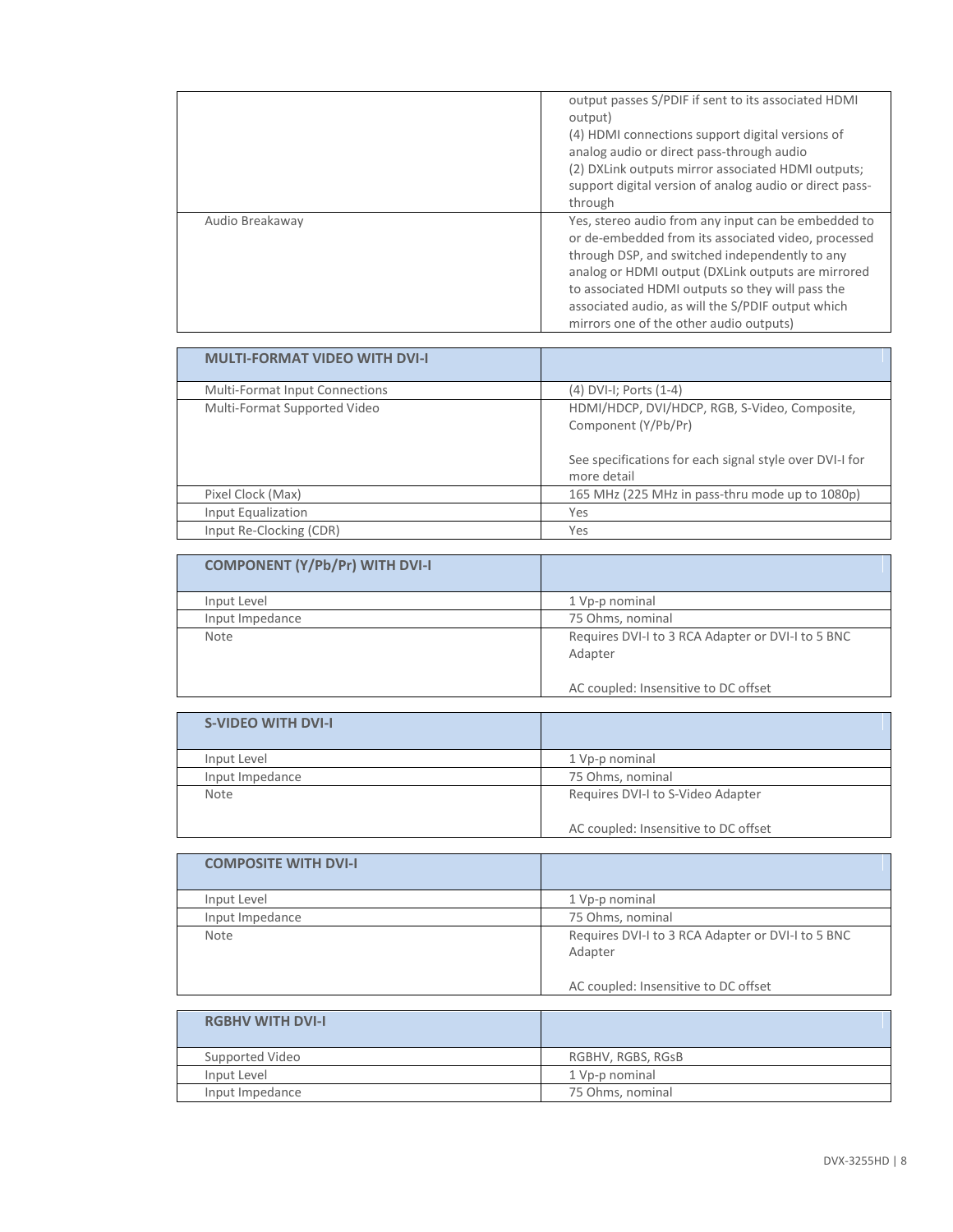| | |
|---|---|
| | output passes S/PDIF if sent to its associated HDMI output)<br>(4) HDMI connections support digital versions of analog audio or direct pass-through audio<br>(2) DXLink outputs mirror associated HDMI outputs; support digital version of analog audio or direct pass-through |
| Audio Breakaway | Yes, stereo audio from any input can be embedded to or de-embedded from its associated video, processed through DSP, and switched independently to any analog or HDMI output (DXLink outputs are mirrored to associated HDMI outputs so they will pass the associated audio, as will the S/PDIF output which mirrors one of the other audio outputs) |

| **MULTI-FORMAT VIDEO WITH DVI-I** | |
|---|---|
| Multi-Format Input Connections | (4) DVI-I; Ports (1-4) |
| Multi-Format Supported Video | HDMI/HDCP, DVI/HDCP, RGB, S-Video, Composite, Component (Y/Pb/Pr)<br><br>See specifications for each signal style over DVI-I for more detail |
| Pixel Clock (Max) | 165 MHz (225 MHz in pass-thru mode up to 1080p) |
| Input Equalization | Yes |
| Input Re-Clocking (CDR) | Yes |

| **COMPONENT (Y/Pb/Pr) WITH DVI-I** | |
|---|---|
| Input Level | 1 Vp-p nominal |
| Input Impedance | 75 Ohms, nominal |
| Note | Requires DVI-I to 3 RCA Adapter or DVI-I to 5 BNC Adapter<br><br>AC coupled: Insensitive to DC offset |

| **S-VIDEO WITH DVI-I** | |
|---|---|
| Input Level | 1 Vp-p nominal |
| Input Impedance | 75 Ohms, nominal |
| Note | Requires DVI-I to S-Video Adapter<br><br>AC coupled: Insensitive to DC offset |

| **COMPOSITE WITH DVI-I** | |
|---|---|
| Input Level | 1 Vp-p nominal |
| Input Impedance | 75 Ohms, nominal |
| Note | Requires DVI-I to 3 RCA Adapter or DVI-I to 5 BNC Adapter<br><br>AC coupled: Insensitive to DC offset |

| **RGBHV WITH DVI-I** | |
|---|---|
| Supported Video | RGBHV, RGBS, RGsB |
| Input Level | 1 Vp-p nominal |
| Input Impedance | 75 Ohms, nominal |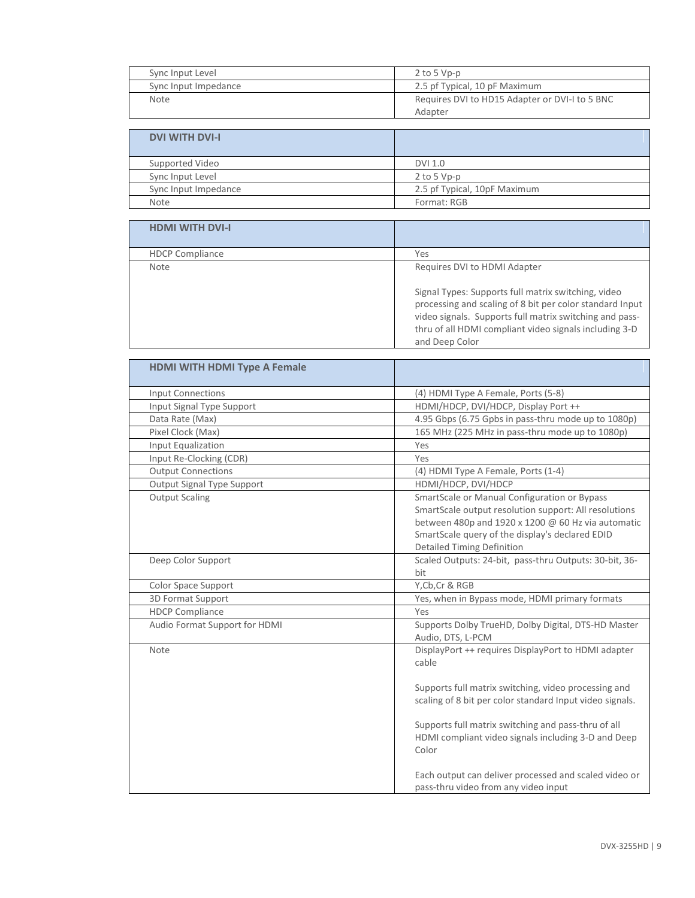| | |
|---|---|
| Sync Input Level | 2 to 5 Vp-p |
| Sync Input Impedance | 2.5 pf Typical, 10 pF Maximum |
| Note | Requires DVI to HD15 Adapter or DVI-I to 5 BNC Adapter |

| DVI WITH DVI-I | |
|---|---|
| Supported Video | DVI 1.0 |
| Sync Input Level | 2 to 5 Vp-p |
| Sync Input Impedance | 2.5 pf Typical, 10pF Maximum |
| Note | Format: RGB |

| HDMI WITH DVI-I | |
|---|---|
| HDCP Compliance | Yes |
| Note | Requires DVI to HDMI Adapter<br><br>Signal Types: Supports full matrix switching, video processing and scaling of 8 bit per color standard Input video signals. Supports full matrix switching and pass-thru of all HDMI compliant video signals including 3-D and Deep Color |

| HDMI WITH HDMI Type A Female | |
|---|---|
| Input Connections | (4) HDMI Type A Female, Ports (5-8) |
| Input Signal Type Support | HDMI/HDCP, DVI/HDCP, Display Port ++ |
| Data Rate (Max) | 4.95 Gbps (6.75 Gpbs in pass-thru mode up to 1080p) |
| Pixel Clock (Max) | 165 MHz (225 MHz in pass-thru mode up to 1080p) |
| Input Equalization | Yes |
| Input Re-Clocking (CDR) | Yes |
| Output Connections | (4) HDMI Type A Female, Ports (1-4) |
| Output Signal Type Support | HDMI/HDCP, DVI/HDCP |
| Output Scaling | SmartScale or Manual Configuration or Bypass SmartScale output resolution support: All resolutions between 480p and 1920 x 1200 @ 60 Hz via automatic SmartScale query of the display's declared EDID Detailed Timing Definition |
| Deep Color Support | Scaled Outputs: 24-bit, pass-thru Outputs: 30-bit, 36-bit |
| Color Space Support | Y,Cb,Cr & RGB |
| 3D Format Support | Yes, when in Bypass mode, HDMI primary formats |
| HDCP Compliance | Yes |
| Audio Format Support for HDMI | Supports Dolby TrueHD, Dolby Digital, DTS-HD Master Audio, DTS, L-PCM |
| Note | DisplayPort ++ requires DisplayPort to HDMI adapter cable<br><br>Supports full matrix switching, video processing and scaling of 8 bit per color standard Input video signals.<br><br>Supports full matrix switching and pass-thru of all HDMI compliant video signals including 3-D and Deep Color<br><br>Each output can deliver processed and scaled video or pass-thru video from any video input |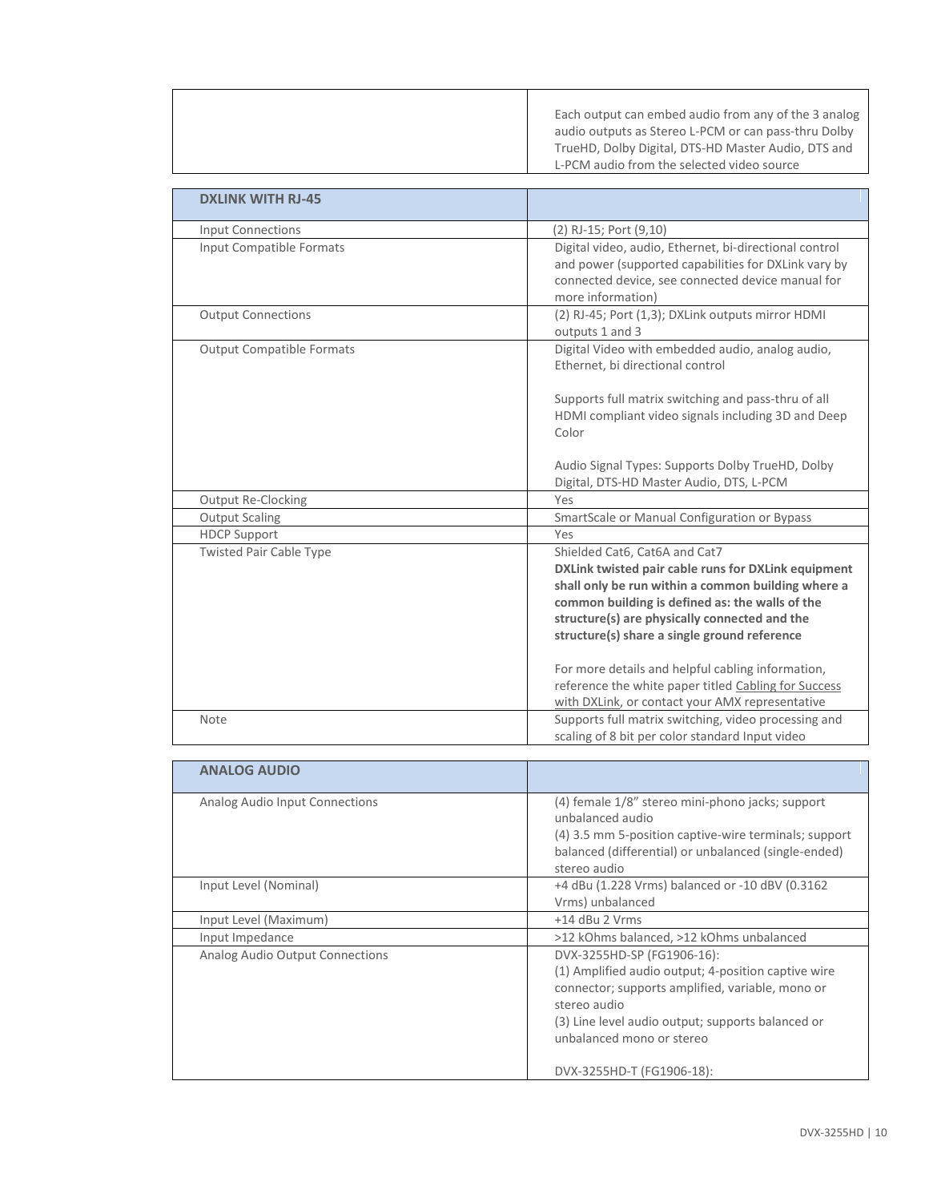| | |
|---|---|
| | Each output can embed audio from any of the 3 analog audio outputs as Stereo L-PCM or can pass-thru Dolby TrueHD, Dolby Digital, DTS-HD Master Audio, DTS and L-PCM audio from the selected video source |

| **DXLINK WITH RJ-45** | |
|---|---|
| Input Connections | (2) RJ-15; Port (9,10) |
| Input Compatible Formats | Digital video, audio, Ethernet, bi-directional control and power (supported capabilities for DXLink vary by connected device, see connected device manual for more information) |
| Output Connections | (2) RJ-45; Port (1,3); DXLink outputs mirror HDMI outputs 1 and 3 |
| Output Compatible Formats | Digital Video with embedded audio, analog audio, Ethernet, bi directional control<br><br>Supports full matrix switching and pass-thru of all HDMI compliant video signals including 3D and Deep Color<br><br>Audio Signal Types: Supports Dolby TrueHD, Dolby Digital, DTS-HD Master Audio, DTS, L-PCM |
| Output Re-Clocking | Yes |
| Output Scaling | SmartScale or Manual Configuration or Bypass |
| HDCP Support | Yes |
| Twisted Pair Cable Type | Shielded Cat6, Cat6A and Cat7<br>**DXLink twisted pair cable runs for DXLink equipment shall only be run within a common building where a common building is defined as: the walls of the structure(s) are physically connected and the structure(s) share a single ground reference**<br><br>For more details and helpful cabling information, reference the white paper titled Cabling for Success with DXLink, or contact your AMX representative |
| Note | Supports full matrix switching, video processing and scaling of 8 bit per color standard Input video |

| **ANALOG AUDIO** | |
|---|---|
| Analog Audio Input Connections | (4) female 1/8" stereo mini-phono jacks; support unbalanced audio<br>(4) 3.5 mm 5-position captive-wire terminals; support balanced (differential) or unbalanced (single-ended) stereo audio |
| Input Level (Nominal) | +4 dBu (1.228 Vrms) balanced or -10 dBV (0.3162 Vrms) unbalanced |
| Input Level (Maximum) | +14 dBu 2 Vrms |
| Input Impedance | >12 kOhms balanced, >12 kOhms unbalanced |
| Analog Audio Output Connections | DVX-3255HD-SP (FG1906-16):<br>(1) Amplified audio output; 4-position captive wire connector; supports amplified, variable, mono or stereo audio<br>(3) Line level audio output; supports balanced or unbalanced mono or stereo<br><br>DVX-3255HD-T (FG1906-18): |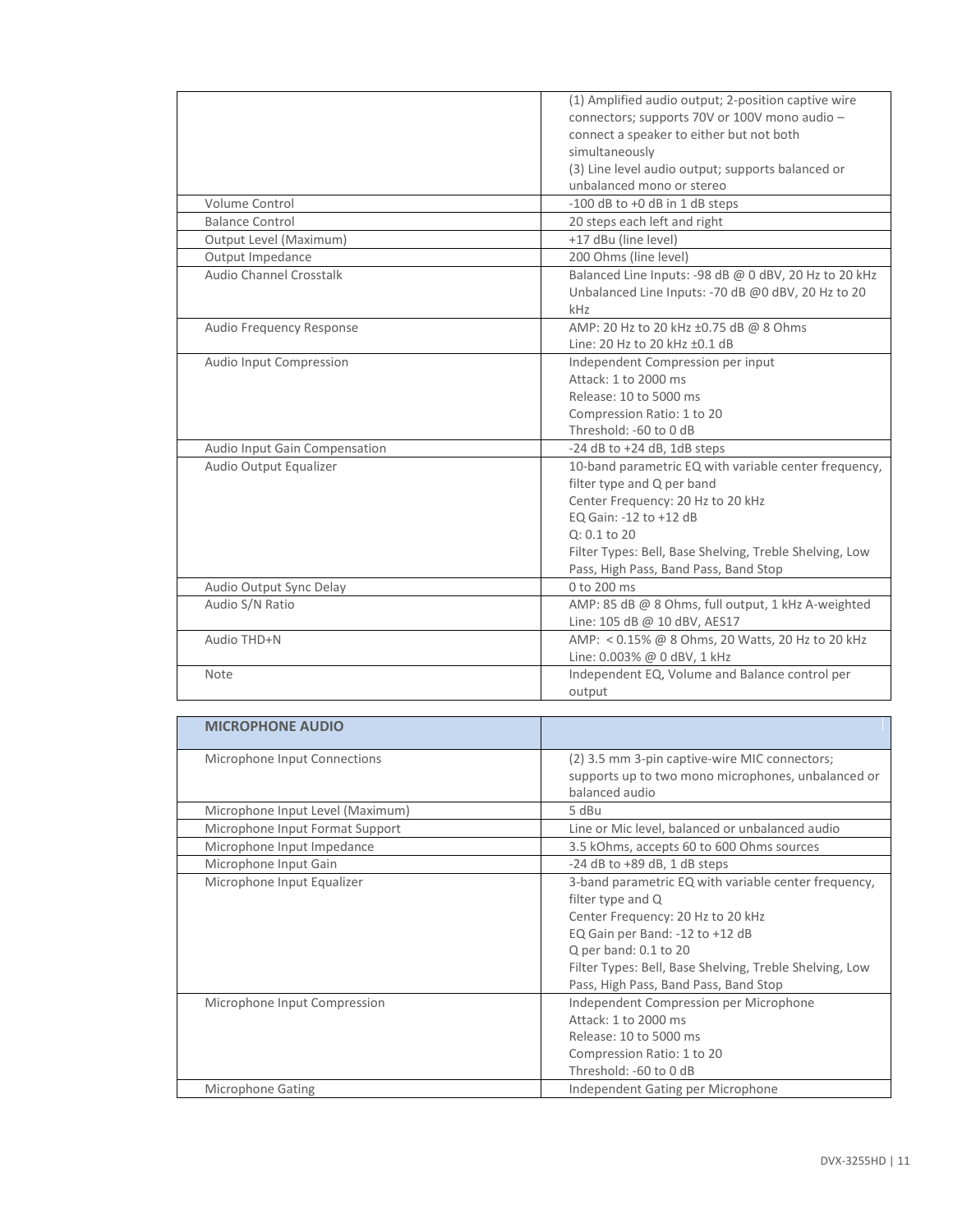| | |
|---|---|
| | (1) Amplified audio output; 2-position captive wire connectors; supports 70V or 100V mono audio – connect a speaker to either but not both simultaneously<br>(3) Line level audio output; supports balanced or unbalanced mono or stereo |
| Volume Control | -100 dB to +0 dB in 1 dB steps |
| Balance Control | 20 steps each left and right |
| Output Level (Maximum) | +17 dBu (line level) |
| Output Impedance | 200 Ohms (line level) |
| Audio Channel Crosstalk | Balanced Line Inputs: -98 dB @ 0 dBV, 20 Hz to 20 kHz<br>Unbalanced Line Inputs: -70 dB @0 dBV, 20 Hz to 20 kHz |
| Audio Frequency Response | AMP: 20 Hz to 20 kHz ±0.75 dB @ 8 Ohms<br>Line: 20 Hz to 20 kHz ±0.1 dB |
| Audio Input Compression | Independent Compression per input<br>Attack: 1 to 2000 ms<br>Release: 10 to 5000 ms<br>Compression Ratio: 1 to 20<br>Threshold: -60 to 0 dB |
| Audio Input Gain Compensation | -24 dB to +24 dB, 1dB steps |
| Audio Output Equalizer | 10-band parametric EQ with variable center frequency, filter type and Q per band<br>Center Frequency: 20 Hz to 20 kHz<br>EQ Gain: -12 to +12 dB<br>Q: 0.1 to 20<br>Filter Types: Bell, Base Shelving, Treble Shelving, Low Pass, High Pass, Band Pass, Band Stop |
| Audio Output Sync Delay | 0 to 200 ms |
| Audio S/N Ratio | AMP: 85 dB @ 8 Ohms, full output, 1 kHz A-weighted<br>Line: 105 dB @ 10 dBV, AES17 |
| Audio THD+N | AMP: < 0.15% @ 8 Ohms, 20 Watts, 20 Hz to 20 kHz<br>Line: 0.003% @ 0 dBV, 1 kHz |
| Note | Independent EQ, Volume and Balance control per output |

| **MICROPHONE AUDIO** | |
|---|---|
| Microphone Input Connections | (2) 3.5 mm 3-pin captive-wire MIC connectors; supports up to two mono microphones, unbalanced or balanced audio |
| Microphone Input Level (Maximum) | 5 dBu |
| Microphone Input Format Support | Line or Mic level, balanced or unbalanced audio |
| Microphone Input Impedance | 3.5 kOhms, accepts 60 to 600 Ohms sources |
| Microphone Input Gain | -24 dB to +89 dB, 1 dB steps |
| Microphone Input Equalizer | 3-band parametric EQ with variable center frequency, filter type and Q<br>Center Frequency: 20 Hz to 20 kHz<br>EQ Gain per Band: -12 to +12 dB<br>Q per band: 0.1 to 20<br>Filter Types: Bell, Base Shelving, Treble Shelving, Low Pass, High Pass, Band Pass, Band Stop |
| Microphone Input Compression | Independent Compression per Microphone<br>Attack: 1 to 2000 ms<br>Release: 10 to 5000 ms<br>Compression Ratio: 1 to 20<br>Threshold: -60 to 0 dB |
| Microphone Gating | Independent Gating per Microphone |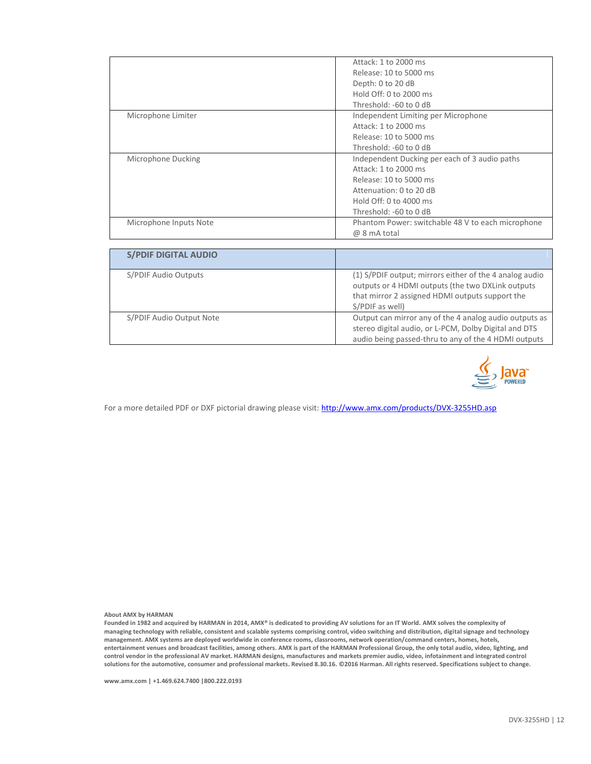| | |
|---|---|
| | Attack: 1 to 2000 ms<br>Release: 10 to 5000 ms<br>Depth: 0 to 20 dB<br>Hold Off: 0 to 2000 ms<br>Threshold: -60 to 0 dB |
| Microphone Limiter | Independent Limiting per Microphone<br>Attack: 1 to 2000 ms<br>Release: 10 to 5000 ms<br>Threshold: -60 to 0 dB |
| Microphone Ducking | Independent Ducking per each of 3 audio paths<br>Attack: 1 to 2000 ms<br>Release: 10 to 5000 ms<br>Attenuation: 0 to 20 dB<br>Hold Off: 0 to 4000 ms<br>Threshold: -60 to 0 dB |
| Microphone Inputs Note | Phantom Power: switchable 48 V to each microphone @ 8 mA total |

| **S/PDIF DIGITAL AUDIO** | |
|---|---|
| S/PDIF Audio Outputs | (1) S/PDIF output; mirrors either of the 4 analog audio outputs or 4 HDMI outputs (the two DXLink outputs that mirror 2 assigned HDMI outputs support the S/PDIF as well) |
| S/PDIF Audio Output Note | Output can mirror any of the 4 analog audio outputs as stereo digital audio, or L-PCM, Dolby Digital and DTS audio being passed-thru to any of the 4 HDMI outputs |

Java POWERED

For a more detailed PDF or DXF pictorial drawing please visit: [http://www.amx.com/products/DVX-3255HD.asp](http://www.amx.com/products/DVX-3255HD.asp)

**About AMX by HARMAN**
**Founded in 1982 and acquired by HARMAN in 2014, AMX® is dedicated to providing AV solutions for an IT World. AMX solves the complexity of managing technology with reliable, consistent and scalable systems comprising control, video switching and distribution, digital signage and technology management. AMX systems are deployed worldwide in conference rooms, classrooms, network operation/command centers, homes, hotels, entertainment venues and broadcast facilities, among others. AMX is part of the HARMAN Professional Group, the only total audio, video, lighting, and control vendor in the professional AV market. HARMAN designs, manufactures and markets premier audio, video, infotainment and integrated control solutions for the automotive, consumer and professional markets. Revised 8.30.16. ©2016 Harman. All rights reserved. Specifications subject to change.**

**www.amx.com | +1.469.624.7400 |800.222.0193**